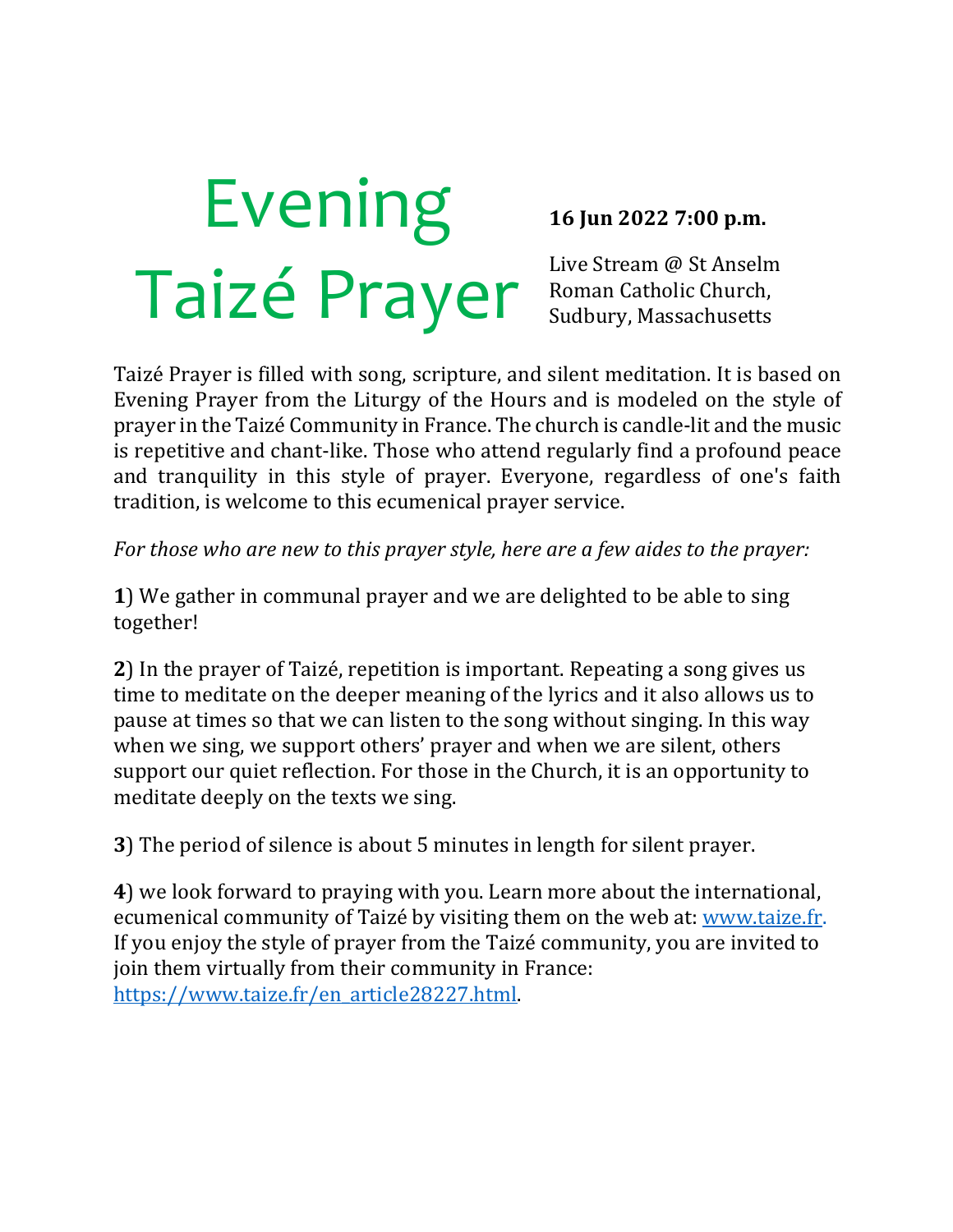# Evening Taizé Prayer

**16 Jun 2022 7:00 p.m.**

Live Stream @ St Anselm Roman Catholic Church, Sudbury, Massachusetts

Taizé Prayer is filled with song, scripture, and silent meditation. It is based on Evening Prayer from the Liturgy of the Hours and is modeled on the style of prayer in the Taizé Community in France. The church is candle-lit and the music is repetitive and chant-like. Those who attend regularly find a profound peace and tranquility in this style of prayer. Everyone, regardless of one's faith tradition, is welcome to this ecumenical prayer service.

*For those who are new to this prayer style, here are a few aides to the prayer:*

**1**) We gather in communal prayer and we are delighted to be able to sing together!

**2**) In the prayer of Taizé, repetition is important. Repeating a song gives us time to meditate on the deeper meaning of the lyrics and it also allows us to pause at times so that we can listen to the song without singing. In this way when we sing, we support others' prayer and when we are silent, others support our quiet reflection. For those in the Church, it is an opportunity to meditate deeply on the texts we sing.

**3**) The period of silence is about 5 minutes in length for silent prayer.

**4**) we look forward to praying with you. Learn more about the international, ecumenical community of Taizé by visiting them on the web at: [www.taize.fr](www.taize.fr). If you enjoy the style of prayer from the Taizé community, you are invited to join them virtually from their community in France: [https://www.taize.fr/en_article28227.html](https://www.taize.fr/en_article28227.html).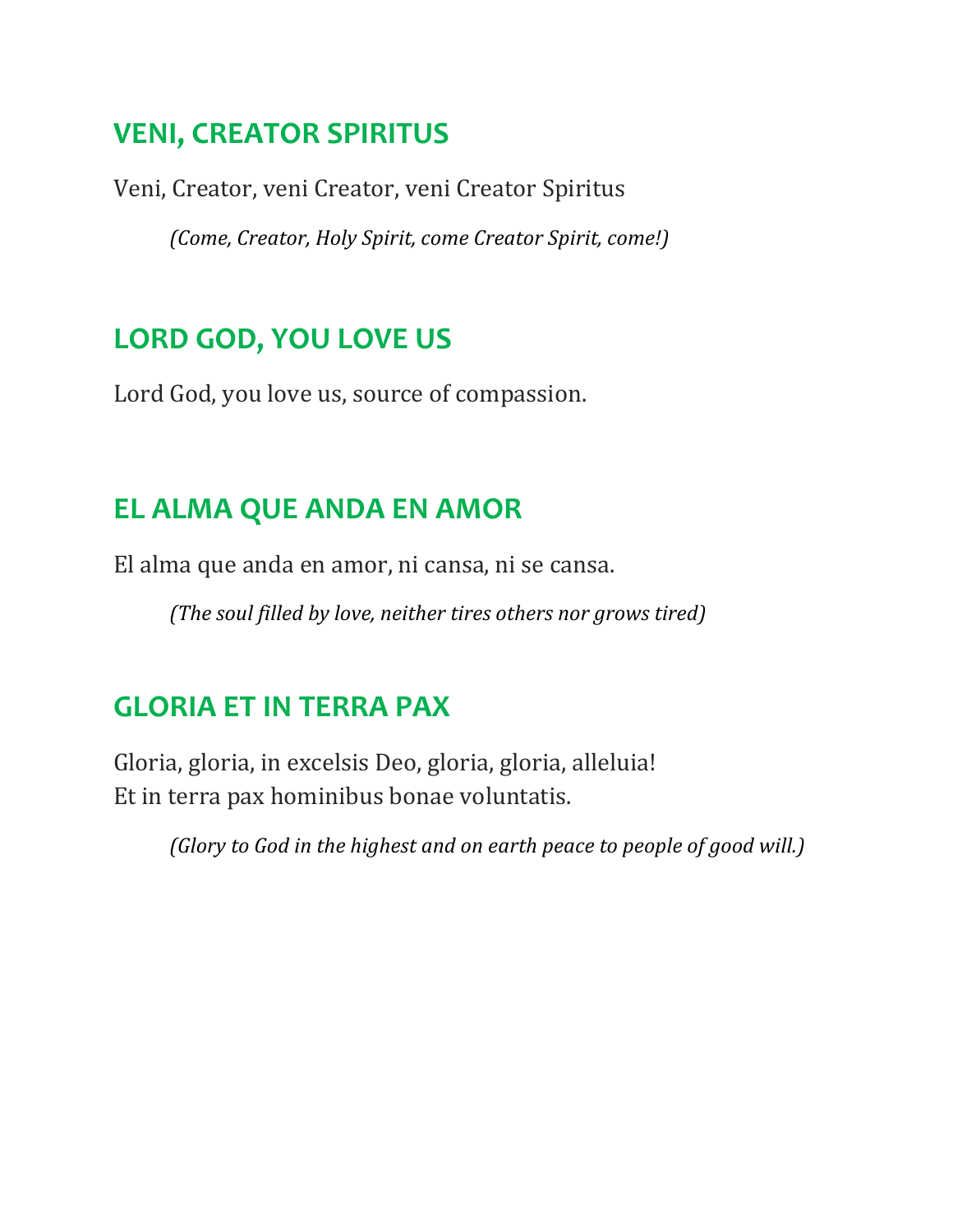## VENI, CREATOR SPIRITUS

Veni, Creator, veni Creator, veni Creator Spiritus

*(Come, Creator, Holy Spirit, come Creator Spirit, come!)*

## LORD GOD, YOU LOVE US

Lord God, you love us, source of compassion.

## EL ALMA QUE ANDA EN AMOR

El alma que anda en amor, ni cansa, ni se cansa.

*(The soul filled by love, neither tires others nor grows tired)*

## GLORIA ET IN TERRA PAX

Gloria, gloria, in excelsis Deo, gloria, gloria, alleluia!
Et in terra pax hominibus bonae voluntatis.

*(Glory to God in the highest and on earth peace to people of good will.)*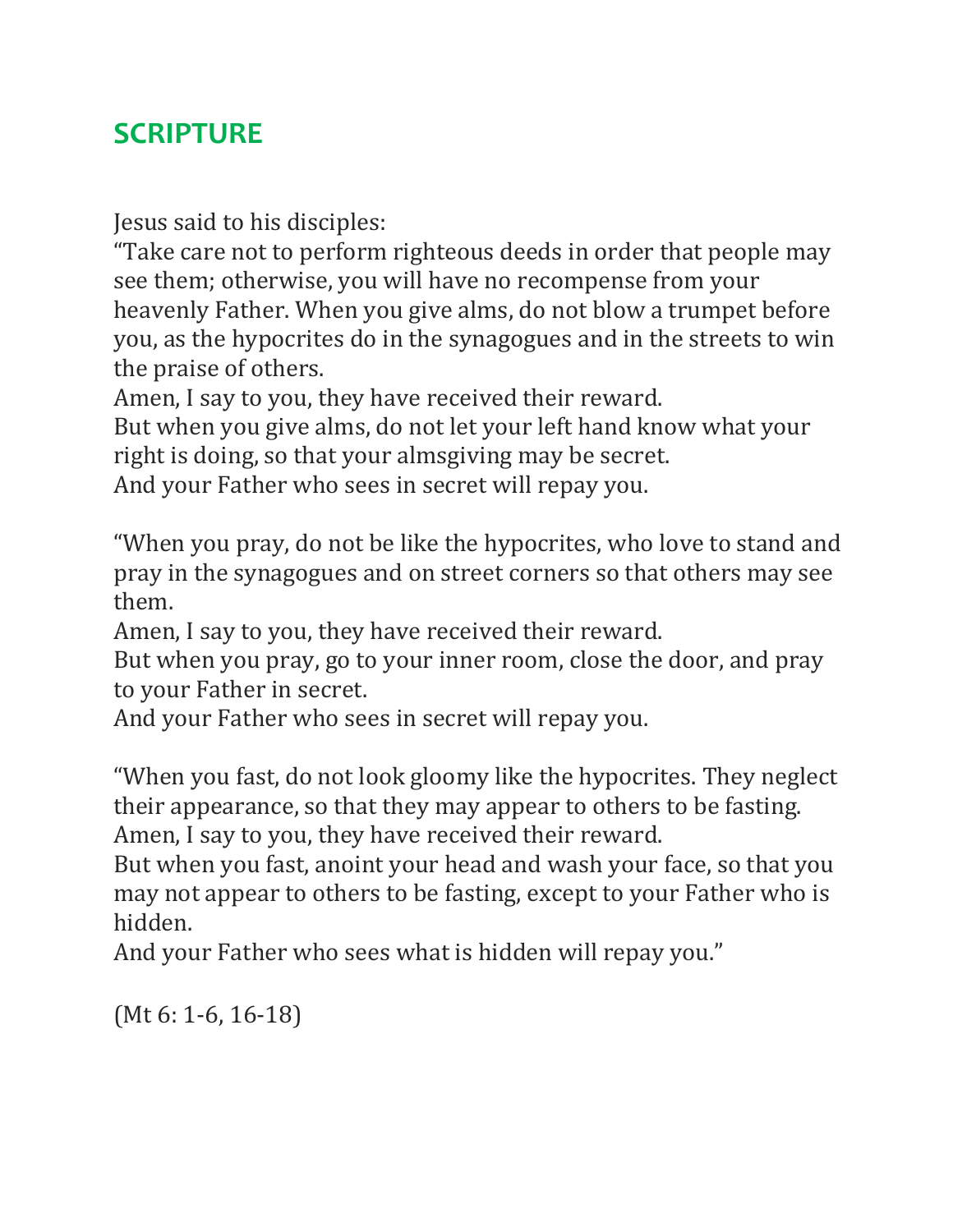## SCRIPTURE

Jesus said to his disciples:
"Take care not to perform righteous deeds in order that people may see them; otherwise, you will have no recompense from your heavenly Father. When you give alms, do not blow a trumpet before you, as the hypocrites do in the synagogues and in the streets to win the praise of others.
Amen, I say to you, they have received their reward.
But when you give alms, do not let your left hand know what your right is doing, so that your almsgiving may be secret.
And your Father who sees in secret will repay you.

"When you pray, do not be like the hypocrites, who love to stand and pray in the synagogues and on street corners so that others may see them.
Amen, I say to you, they have received their reward.
But when you pray, go to your inner room, close the door, and pray to your Father in secret.
And your Father who sees in secret will repay you.

"When you fast, do not look gloomy like the hypocrites. They neglect their appearance, so that they may appear to others to be fasting.
Amen, I say to you, they have received their reward.
But when you fast, anoint your head and wash your face, so that you may not appear to others to be fasting, except to your Father who is hidden.
And your Father who sees what is hidden will repay you."

(Mt 6: 1-6, 16-18)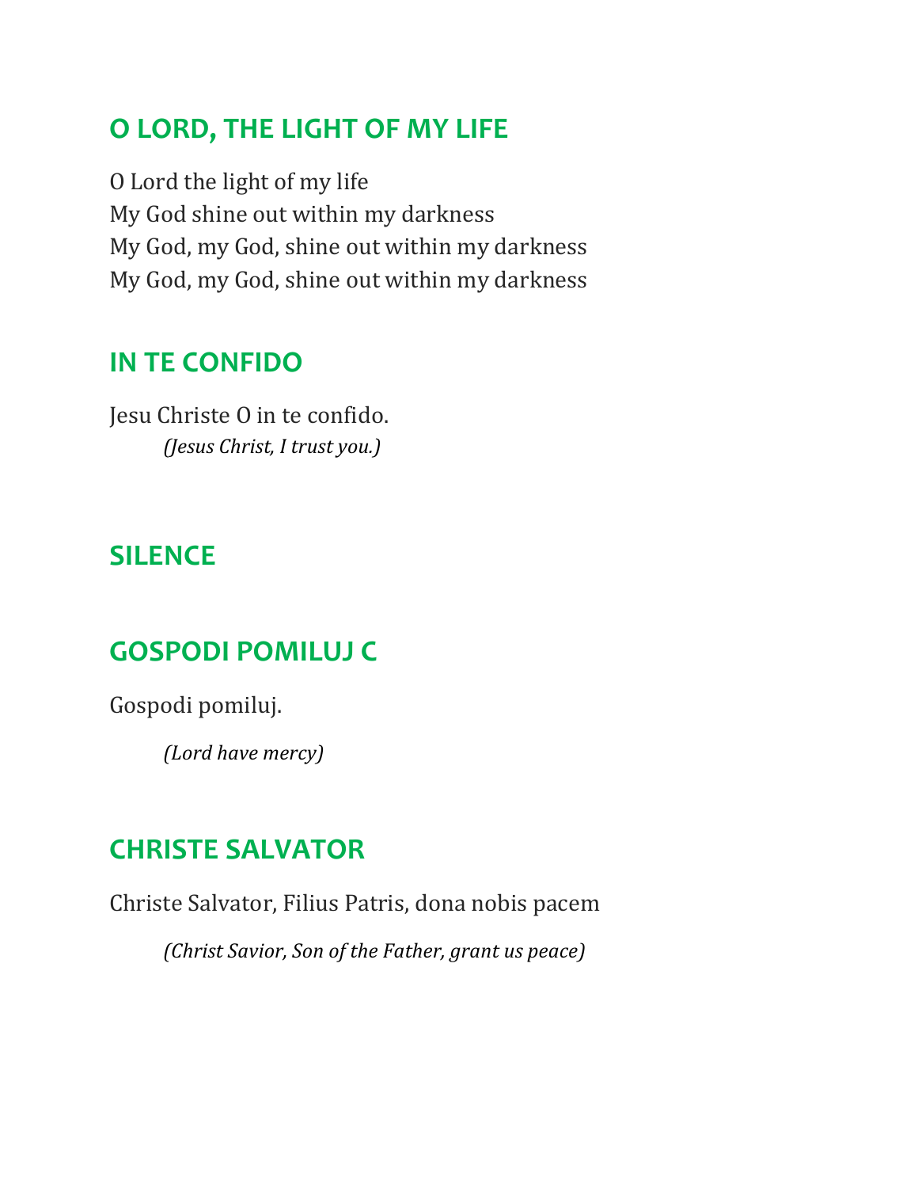## O LORD, THE LIGHT OF MY LIFE

O Lord the light of my life
My God shine out within my darkness
My God, my God, shine out within my darkness
My God, my God, shine out within my darkness

## IN TE CONFIDO

Jesu Christe O in te confido.

*(Jesus Christ, I trust you.)*

## SILENCE

## GOSPODI POMILUJ C

Gospodi pomiluj.

*(Lord have mercy)*

## CHRISTE SALVATOR

Christe Salvator, Filius Patris, dona nobis pacem

*(Christ Savior, Son of the Father, grant us peace)*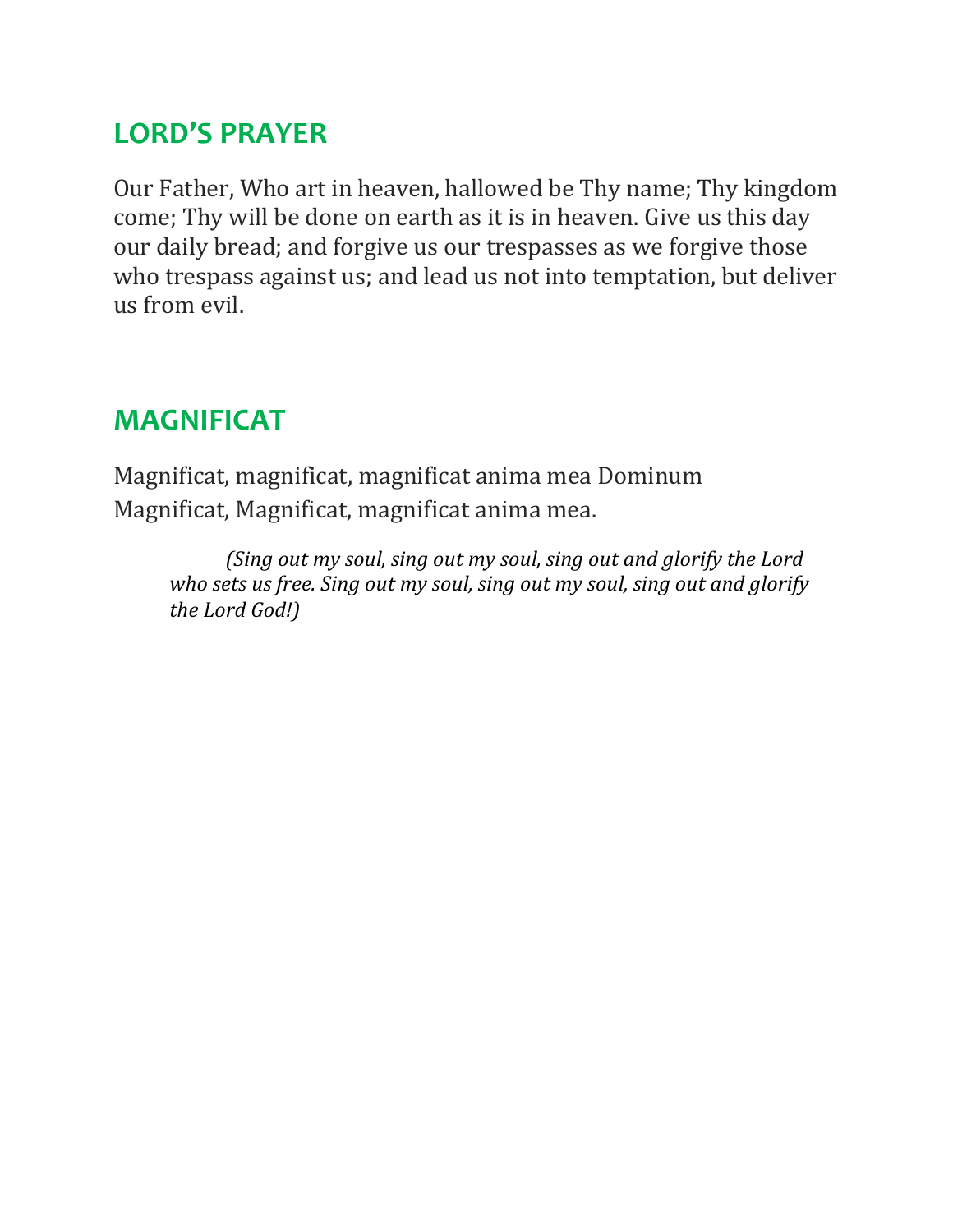## LORD'S PRAYER

Our Father, Who art in heaven, hallowed be Thy name; Thy kingdom come; Thy will be done on earth as it is in heaven. Give us this day our daily bread; and forgive us our trespasses as we forgive those who trespass against us; and lead us not into temptation, but deliver us from evil.

## MAGNIFICAT

Magnificat, magnificat, magnificat anima mea Dominum
Magnificat, Magnificat, magnificat anima mea.

> *(Sing out my soul, sing out my soul, sing out and glorify the Lord who sets us free. Sing out my soul, sing out my soul, sing out and glorify the Lord God!)*